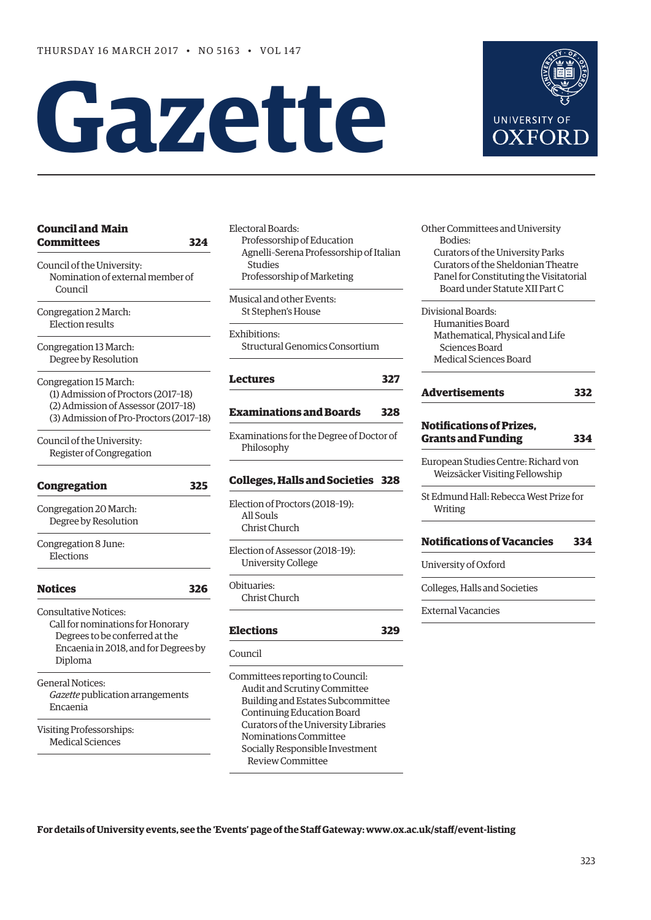THURSDAY 16 MARCH 2017 • NO 5163 • VOL 147

# Gazette

UNIVERSITY OF OXFORD

## Council and Main Committees 324

Council of the University:
- Nomination of external member of Council

Congregation 2 March:
- Election results

Congregation 13 March:
- Degree by Resolution

Congregation 15 March:
- (1) Admission of Proctors (2017–18)
- (2) Admission of Assessor (2017–18)
- (3) Admission of Pro-Proctors (2017–18)

Council of the University:
- Register of Congregation

## Congregation 325

Congregation 20 March:
- Degree by Resolution

Congregation 8 June:
- Elections

## Notices 326

Consultative Notices:
- Call for nominations for Honorary Degrees to be conferred at the Encaenia in 2018, and for Degrees by Diploma

General Notices:
- *Gazette* publication arrangements
- Encaenia

Visiting Professorships:
- Medical Sciences

Electoral Boards:
- Professorship of Education
- Agnelli-Serena Professorship of Italian Studies
- Professorship of Marketing

Musical and other Events:
- St Stephen's House

Exhibitions:
- Structural Genomics Consortium

## Lectures 327

## Examinations and Boards 328

Examinations for the Degree of Doctor of Philosophy

## Colleges, Halls and Societies 328

Election of Proctors (2018–19):
- All Souls
- Christ Church

Election of Assessor (2018–19):
- University College

Obituaries:
- Christ Church

## Elections 329

Council

Committees reporting to Council:
- Audit and Scrutiny Committee
- Building and Estates Subcommittee
- Continuing Education Board
- Curators of the University Libraries
- Nominations Committee
- Socially Responsible Investment Review Committee

Other Committees and University Bodies:
- Curators of the University Parks
- Curators of the Sheldonian Theatre
- Panel for Constituting the Visitatorial Board under Statute XII Part C

Divisional Boards:
- Humanities Board
- Mathematical, Physical and Life Sciences Board
- Medical Sciences Board

## Advertisements 332

## Notifications of Prizes, Grants and Funding 334

European Studies Centre: Richard von Weizsäcker Visiting Fellowship

St Edmund Hall: Rebecca West Prize for Writing

## Notifications of Vacancies 334

University of Oxford

Colleges, Halls and Societies

External Vacancies

**For details of University events, see the 'Events' page of the Staff Gateway: www.ox.ac.uk/staff/event-listing**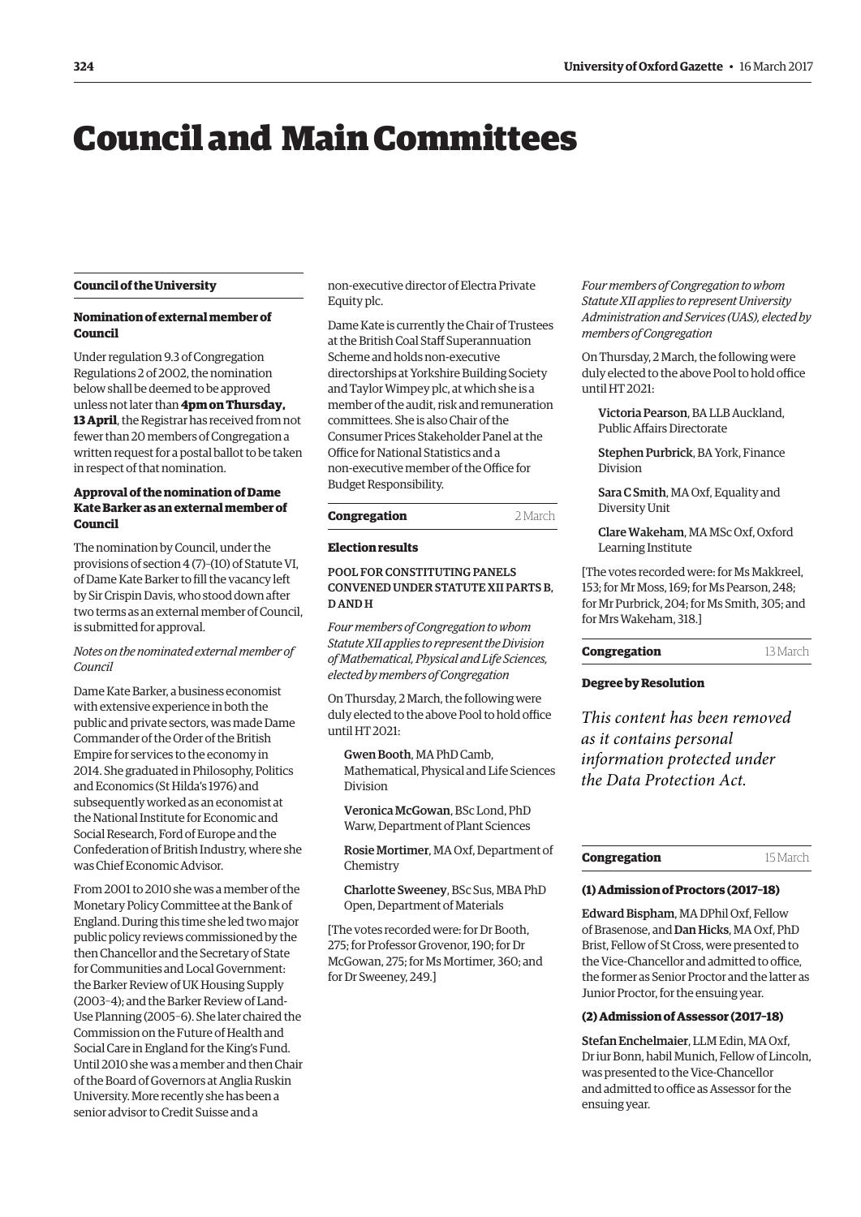# Council and Main Committees

## Council of the University

### Nomination of external member of Council

Under regulation 9.3 of Congregation Regulations 2 of 2002, the nomination below shall be deemed to be approved unless not later than **4pm on Thursday, 13 April**, the Registrar has received from not fewer than 20 members of Congregation a written request for a postal ballot to be taken in respect of that nomination.

### Approval of the nomination of Dame Kate Barker as an external member of Council

The nomination by Council, under the provisions of section 4 (7)–(10) of Statute VI, of Dame Kate Barker to fill the vacancy left by Sir Crispin Davis, who stood down after two terms as an external member of Council, is submitted for approval.

*Notes on the nominated external member of Council*

Dame Kate Barker, a business economist with extensive experience in both the public and private sectors, was made Dame Commander of the Order of the British Empire for services to the economy in 2014. She graduated in Philosophy, Politics and Economics (St Hilda's 1976) and subsequently worked as an economist at the National Institute for Economic and Social Research, Ford of Europe and the Confederation of British Industry, where she was Chief Economic Advisor.

From 2001 to 2010 she was a member of the Monetary Policy Committee at the Bank of England. During this time she led two major public policy reviews commissioned by the then Chancellor and the Secretary of State for Communities and Local Government: the Barker Review of UK Housing Supply (2003–4); and the Barker Review of Land-Use Planning (2005–6). She later chaired the Commission on the Future of Health and Social Care in England for the King's Fund. Until 2010 she was a member and then Chair of the Board of Governors at Anglia Ruskin University. More recently she has been a senior advisor to Credit Suisse and a non-executive director of Electra Private Equity plc.

Dame Kate is currently the Chair of Trustees at the British Coal Staff Superannuation Scheme and holds non-executive directorships at Yorkshire Building Society and Taylor Wimpey plc, at which she is a member of the audit, risk and remuneration committees. She is also Chair of the Consumer Prices Stakeholder Panel at the Office for National Statistics and a non-executive member of the Office for Budget Responsibility.

## Congregation — 2 March

### Election results

#### POOL FOR CONSTITUTING PANELS CONVENED UNDER STATUTE XII PARTS B, D AND H

*Four members of Congregation to whom Statute XII applies to represent the Division of Mathematical, Physical and Life Sciences, elected by members of Congregation*

On Thursday, 2 March, the following were duly elected to the above Pool to hold office until HT 2021:

Gwen Booth, MA PhD Camb, Mathematical, Physical and Life Sciences Division

Veronica McGowan, BSc Lond, PhD Warw, Department of Plant Sciences

Rosie Mortimer, MA Oxf, Department of Chemistry

Charlotte Sweeney, BSc Sus, MBA PhD Open, Department of Materials

[The votes recorded were: for Dr Booth, 275; for Professor Grovenor, 190; for Dr McGowan, 275; for Ms Mortimer, 360; and for Dr Sweeney, 249.]

*Four members of Congregation to whom Statute XII applies to represent University Administration and Services (UAS), elected by members of Congregation*

On Thursday, 2 March, the following were duly elected to the above Pool to hold office until HT 2021:

Victoria Pearson, BA LLB Auckland, Public Affairs Directorate

Stephen Purbrick, BA York, Finance Division

Sara C Smith, MA Oxf, Equality and Diversity Unit

Clare Wakeham, MA MSc Oxf, Oxford Learning Institute

[The votes recorded were: for Ms Makkreel, 153; for Mr Moss, 169; for Ms Pearson, 248; for Mr Purbrick, 204; for Ms Smith, 305; and for Mrs Wakeham, 318.]

## Congregation — 13 March

### Degree by Resolution

*This content has been removed as it contains personal information protected under the Data Protection Act.*

## Congregation — 15 March

### (1) Admission of Proctors (2017–18)

Edward Bispham, MA DPhil Oxf, Fellow of Brasenose, and Dan Hicks, MA Oxf, PhD Brist, Fellow of St Cross, were presented to the Vice-Chancellor and admitted to office, the former as Senior Proctor and the latter as Junior Proctor, for the ensuing year.

### (2) Admission of Assessor (2017–18)

Stefan Enchelmaier, LLM Edin, MA Oxf, Dr iur Bonn, habil Munich, Fellow of Lincoln, was presented to the Vice-Chancellor and admitted to office as Assessor for the ensuing year.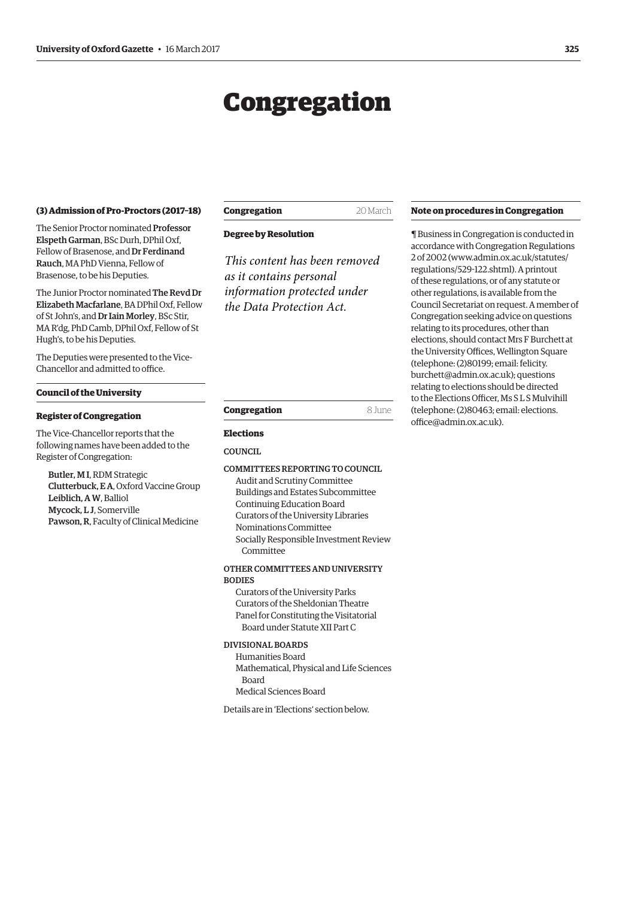# Congregation

### (3) Admission of Pro-Proctors (2017–18)

The Senior Proctor nominated **Professor Elspeth Garman**, BSc Durh, DPhil Oxf, Fellow of Brasenose, and **Dr Ferdinand Rauch**, MA PhD Vienna, Fellow of Brasenose, to be his Deputies.

The Junior Proctor nominated **The Revd Dr Elizabeth Macfarlane**, BA DPhil Oxf, Fellow of St John's, and **Dr Iain Morley**, BSc Stir, MA R'dg, PhD Camb, DPhil Oxf, Fellow of St Hugh's, to be his Deputies.

The Deputies were presented to the Vice-Chancellor and admitted to office.

## Council of the University

### Register of Congregation

The Vice-Chancellor reports that the following names have been added to the Register of Congregation:

**Butler, M I**, RDM Strategic
**Clutterbuck, E A**, Oxford Vaccine Group
**Leiblich, A W**, Balliol
**Mycock, L J**, Somerville
**Pawson, R**, Faculty of Clinical Medicine

## Congregation — 20 March

### Degree by Resolution

*This content has been removed as it contains personal information protected under the Data Protection Act.*

## Congregation — 8 June

### Elections

COUNCIL

COMMITTEES REPORTING TO COUNCIL

- Audit and Scrutiny Committee
- Buildings and Estates Subcommittee
- Continuing Education Board
- Curators of the University Libraries
- Nominations Committee
- Socially Responsible Investment Review Committee

OTHER COMMITTEES AND UNIVERSITY BODIES

- Curators of the University Parks
- Curators of the Sheldonian Theatre
- Panel for Constituting the Visitatorial Board under Statute XII Part C

DIVISIONAL BOARDS

- Humanities Board
- Mathematical, Physical and Life Sciences Board
- Medical Sciences Board

Details are in 'Elections' section below.

## Note on procedures in Congregation

¶ Business in Congregation is conducted in accordance with Congregation Regulations 2 of 2002 (www.admin.ox.ac.uk/statutes/regulations/529-122.shtml). A printout of these regulations, or of any statute or other regulations, is available from the Council Secretariat on request. A member of Congregation seeking advice on questions relating to its procedures, other than elections, should contact Mrs F Burchett at the University Offices, Wellington Square (telephone: (2)80199; email: felicity.burchett@admin.ox.ac.uk); questions relating to elections should be directed to the Elections Officer, Ms S L S Mulvihill (telephone: (2)80463; email: elections.office@admin.ox.ac.uk).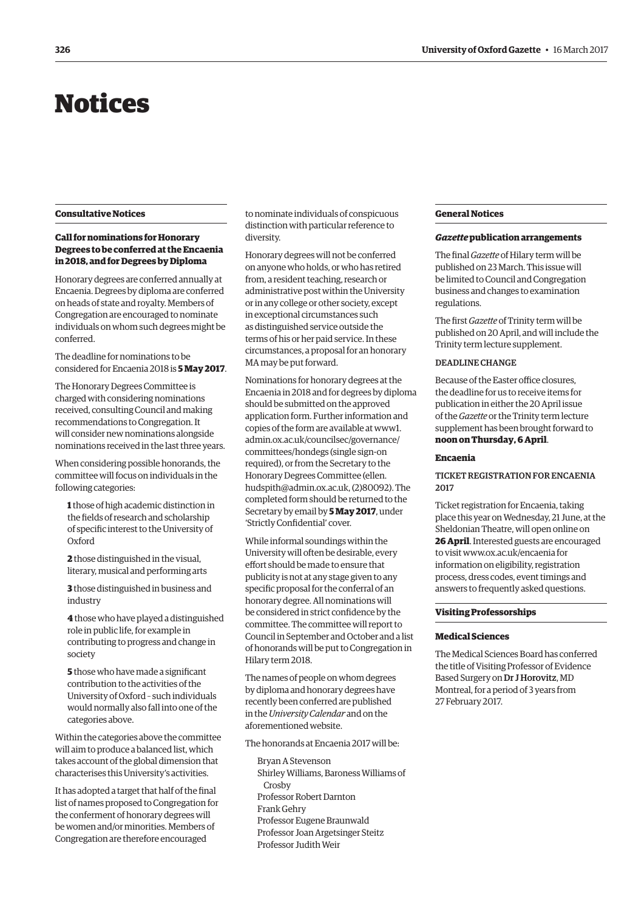# Notices

## Consultative Notices

### Call for nominations for Honorary Degrees to be conferred at the Encaenia in 2018, and for Degrees by Diploma

Honorary degrees are conferred annually at Encaenia. Degrees by diploma are conferred on heads of state and royalty. Members of Congregation are encouraged to nominate individuals on whom such degrees might be conferred.

The deadline for nominations to be considered for Encaenia 2018 is **5 May 2017**.

The Honorary Degrees Committee is charged with considering nominations received, consulting Council and making recommendations to Congregation. It will consider new nominations alongside nominations received in the last three years.

When considering possible honorands, the committee will focus on individuals in the following categories:

**1** those of high academic distinction in the fields of research and scholarship of specific interest to the University of Oxford

**2** those distinguished in the visual, literary, musical and performing arts

**3** those distinguished in business and industry

**4** those who have played a distinguished role in public life, for example in contributing to progress and change in society

**5** those who have made a significant contribution to the activities of the University of Oxford – such individuals would normally also fall into one of the categories above.

Within the categories above the committee will aim to produce a balanced list, which takes account of the global dimension that characterises this University's activities.

It has adopted a target that half of the final list of names proposed to Congregation for the conferment of honorary degrees will be women and/or minorities. Members of Congregation are therefore encouraged to nominate individuals of conspicuous distinction with particular reference to diversity.

Honorary degrees will not be conferred on anyone who holds, or who has retired from, a resident teaching, research or administrative post within the University or in any college or other society, except in exceptional circumstances such as distinguished service outside the terms of his or her paid service. In these circumstances, a proposal for an honorary MA may be put forward.

Nominations for honorary degrees at the Encaenia in 2018 and for degrees by diploma should be submitted on the approved application form. Further information and copies of the form are available at www1.admin.ox.ac.uk/councilsec/governance/committees/hondegs (single sign-on required), or from the Secretary to the Honorary Degrees Committee (ellen.hudspith@admin.ox.ac.uk, (2)80092). The completed form should be returned to the Secretary by email by **5 May 2017**, under 'Strictly Confidential' cover.

While informal soundings within the University will often be desirable, every effort should be made to ensure that publicity is not at any stage given to any specific proposal for the conferral of an honorary degree. All nominations will be considered in strict confidence by the committee. The committee will report to Council in September and October and a list of honorands will be put to Congregation in Hilary term 2018.

The names of people on whom degrees by diploma and honorary degrees have recently been conferred are published in the *University Calendar* and on the aforementioned website.

The honorands at Encaenia 2017 will be:

Bryan A Stevenson
Shirley Williams, Baroness Williams of Crosby
Professor Robert Darnton
Frank Gehry
Professor Eugene Braunwald
Professor Joan Argetsinger Steitz
Professor Judith Weir

## General Notices

### *Gazette* publication arrangements

The final *Gazette* of Hilary term will be published on 23 March. This issue will be limited to Council and Congregation business and changes to examination regulations.

The first *Gazette* of Trinity term will be published on 20 April, and will include the Trinity term lecture supplement.

DEADLINE CHANGE

Because of the Easter office closures, the deadline for us to receive items for publication in either the 20 April issue of the *Gazette* or the Trinity term lecture supplement has been brought forward to **noon on Thursday, 6 April**.

### Encaenia

TICKET REGISTRATION FOR ENCAENIA 2017

Ticket registration for Encaenia, taking place this year on Wednesday, 21 June, at the Sheldonian Theatre, will open online on **26 April**. Interested guests are encouraged to visit www.ox.ac.uk/encaenia for information on eligibility, registration process, dress codes, event timings and answers to frequently asked questions.

## Visiting Professorships

### Medical Sciences

The Medical Sciences Board has conferred the title of Visiting Professor of Evidence Based Surgery on **Dr J Horovitz**, MD Montreal, for a period of 3 years from 27 February 2017.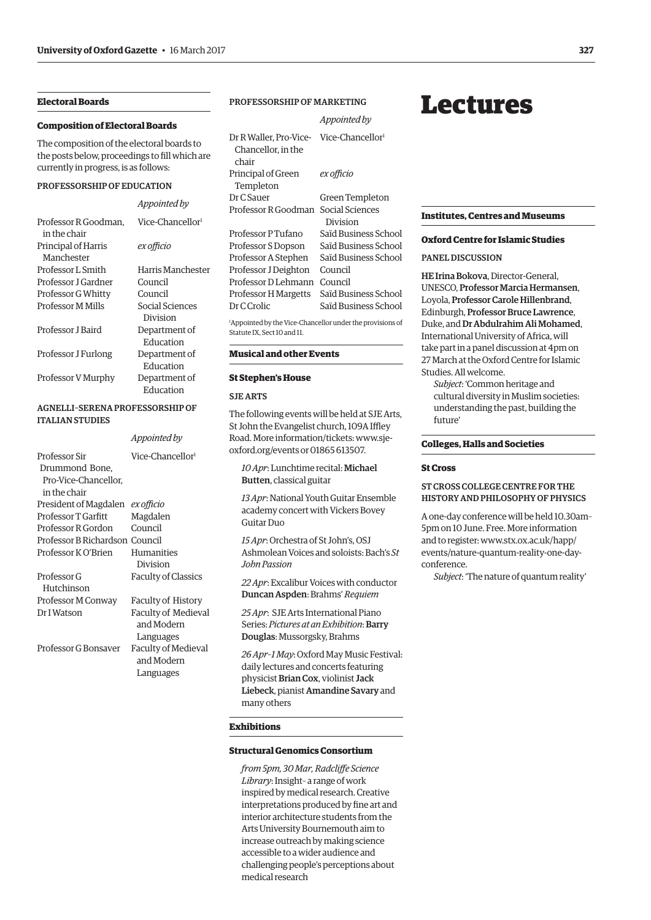## Electoral Boards

### Composition of Electoral Boards

The composition of the electoral boards to the posts below, proceedings to fill which are currently in progress, is as follows:

#### PROFESSORSHIP OF EDUCATION

| | *Appointed by* |
|---|---|
| Professor R Goodman, in the chair | Vice-Chancellor[1] |
| Principal of Harris Manchester | *ex officio* |
| Professor L Smith | Harris Manchester |
| Professor J Gardner | Council |
| Professor G Whitty | Council |
| Professor M Mills | Social Sciences Division |
| Professor J Baird | Department of Education |
| Professor J Furlong | Department of Education |
| Professor V Murphy | Department of Education |

#### AGNELLI–SERENA PROFESSORSHIP OF ITALIAN STUDIES

| | *Appointed by* |
|---|---|
| Professor Sir Drummond Bone, Pro-Vice-Chancellor, in the chair | Vice-Chancellor[1] |
| President of Magdalen | *ex officio* |
| Professor T Garfitt | Magdalen |
| Professor R Gordon | Council |
| Professor B Richardson | Council |
| Professor K O'Brien | Humanities Division |
| Professor G Hutchinson | Faculty of Classics |
| Professor M Conway | Faculty of History |
| Dr I Watson | Faculty of Medieval and Modern Languages |
| Professor G Bonsaver | Faculty of Medieval and Modern Languages |

#### PROFESSORSHIP OF MARKETING

| | *Appointed by* |
|---|---|
| Dr R Waller, Pro-Vice-Chancellor, in the chair | Vice-Chancellor[1] |
| Principal of Green Templeton | *ex officio* |
| Dr C Sauer | Green Templeton |
| Professor R Goodman | Social Sciences Division |
| Professor P Tufano | Saïd Business School |
| Professor S Dopson | Saïd Business School |
| Professor A Stephen | Saïd Business School |
| Professor J Deighton | Council |
| Professor D Lehmann | Council |
| Professor H Margetts | Saïd Business School |
| Dr C Crolic | Saïd Business School |

[1]Appointed by the Vice-Chancellor under the provisions of Statute IX, Sect 10 and 11.

## Musical and other Events

### St Stephen's House

#### SJE ARTS

The following events will be held at SJE Arts, St John the Evangelist church, 109A Iffley Road. More information/tickets: www.sje-oxford.org/events or 01865 613507.

*10 Apr*: Lunchtime recital: **Michael Butten**, classical guitar

*13 Apr*: National Youth Guitar Ensemble academy concert with Vickers Bovey Guitar Duo

*15 Apr*: Orchestra of St John's, OSJ Ashmolean Voices and soloists: Bach's *St John Passion*

*22 Apr*: Excalibur Voices with conductor **Duncan Aspden**: Brahms' *Requiem*

*25 Apr*: SJE Arts International Piano Series: *Pictures at an Exhibition*: **Barry Douglas**: Mussorgsky, Brahms

*26 Apr–1 May*: Oxford May Music Festival: daily lectures and concerts featuring physicist **Brian Cox**, violinist **Jack Liebeck**, pianist **Amandine Savary** and many others

## Exhibitions

### Structural Genomics Consortium

*from 5pm, 30 Mar, Radcliffe Science Library*: Insight– a range of work inspired by medical research. Creative interpretations produced by fine art and interior architecture students from the Arts University Bournemouth aim to increase outreach by making science accessible to a wider audience and challenging people's perceptions about medical research

# Lectures

## Institutes, Centres and Museums

### Oxford Centre for Islamic Studies

#### PANEL DISCUSSION

**HE Irina Bokova**, Director-General, UNESCO, **Professor Marcia Hermansen**, Loyola, **Professor Carole Hillenbrand**, Edinburgh, **Professor Bruce Lawrence**, Duke, and **Dr Abdulrahim Ali Mohamed**, International University of Africa, will take part in a panel discussion at 4pm on 27 March at the Oxford Centre for Islamic Studies. All welcome.

*Subject*: 'Common heritage and cultural diversity in Muslim societies: understanding the past, building the future'

## Colleges, Halls and Societies

### St Cross

#### ST CROSS COLLEGE CENTRE FOR THE HISTORY AND PHILOSOPHY OF PHYSICS

A one-day conference will be held 10.30am–5pm on 10 June. Free. More information and to register: www.stx.ox.ac.uk/happ/events/nature-quantum-reality-one-day-conference.

*Subject*: 'The nature of quantum reality'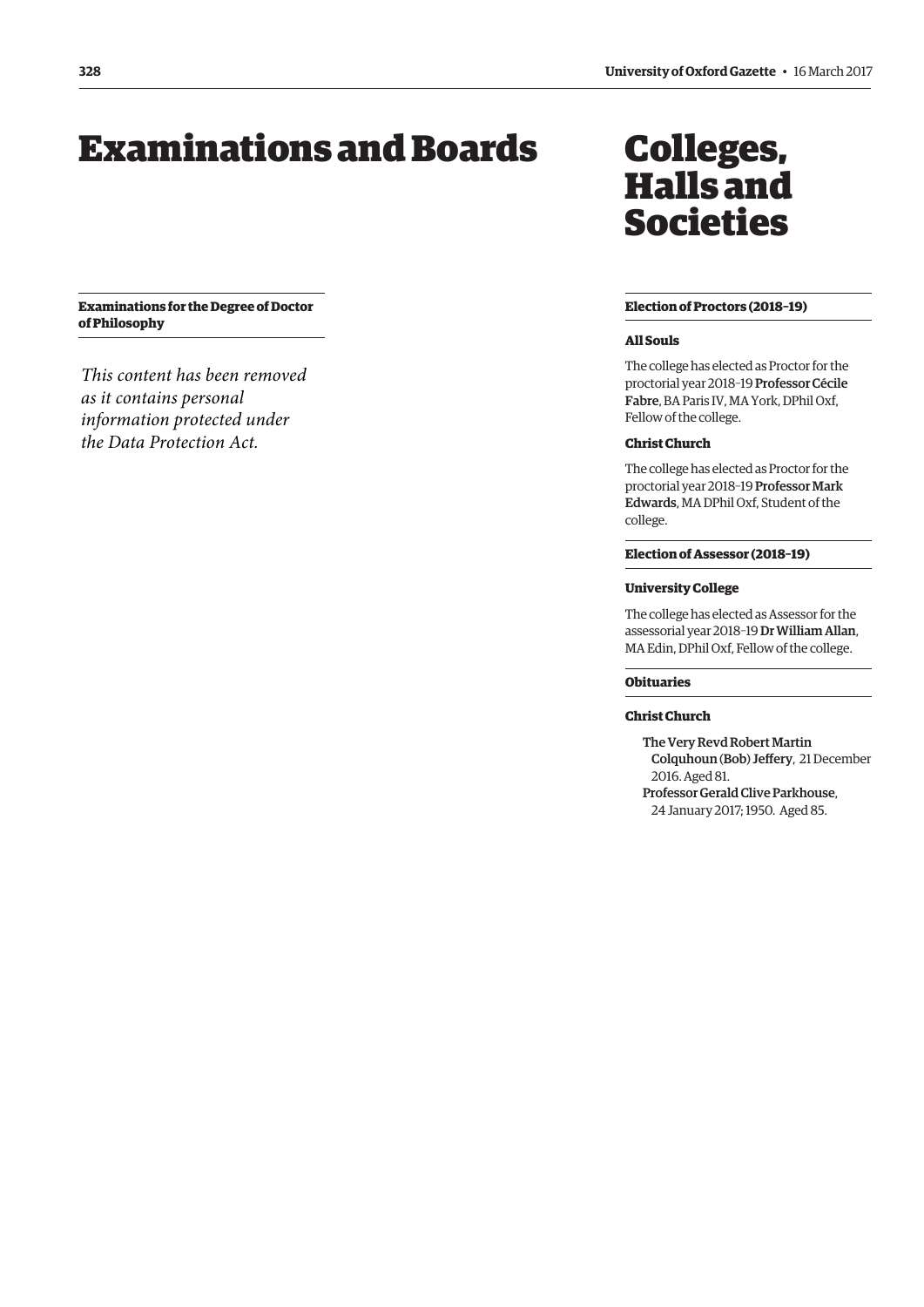# Examinations and Boards

### Examinations for the Degree of Doctor of Philosophy

*This content has been removed as it contains personal information protected under the Data Protection Act.*

# Colleges, Halls and Societies

### Election of Proctors (2018–19)

#### All Souls

The college has elected as Proctor for the proctorial year 2018–19 **Professor Cécile Fabre**, BA Paris IV, MA York, DPhil Oxf, Fellow of the college.

#### Christ Church

The college has elected as Proctor for the proctorial year 2018–19 **Professor Mark Edwards**, MA DPhil Oxf, Student of the college.

### Election of Assessor (2018–19)

#### University College

The college has elected as Assessor for the assessorial year 2018–19 **Dr William Allan**, MA Edin, DPhil Oxf, Fellow of the college.

### Obituaries

#### Christ Church

**The Very Revd Robert Martin Colquhoun (Bob) Jeffery**, 21 December 2016. Aged 81.

**Professor Gerald Clive Parkhouse**, 24 January 2017; 1950. Aged 85.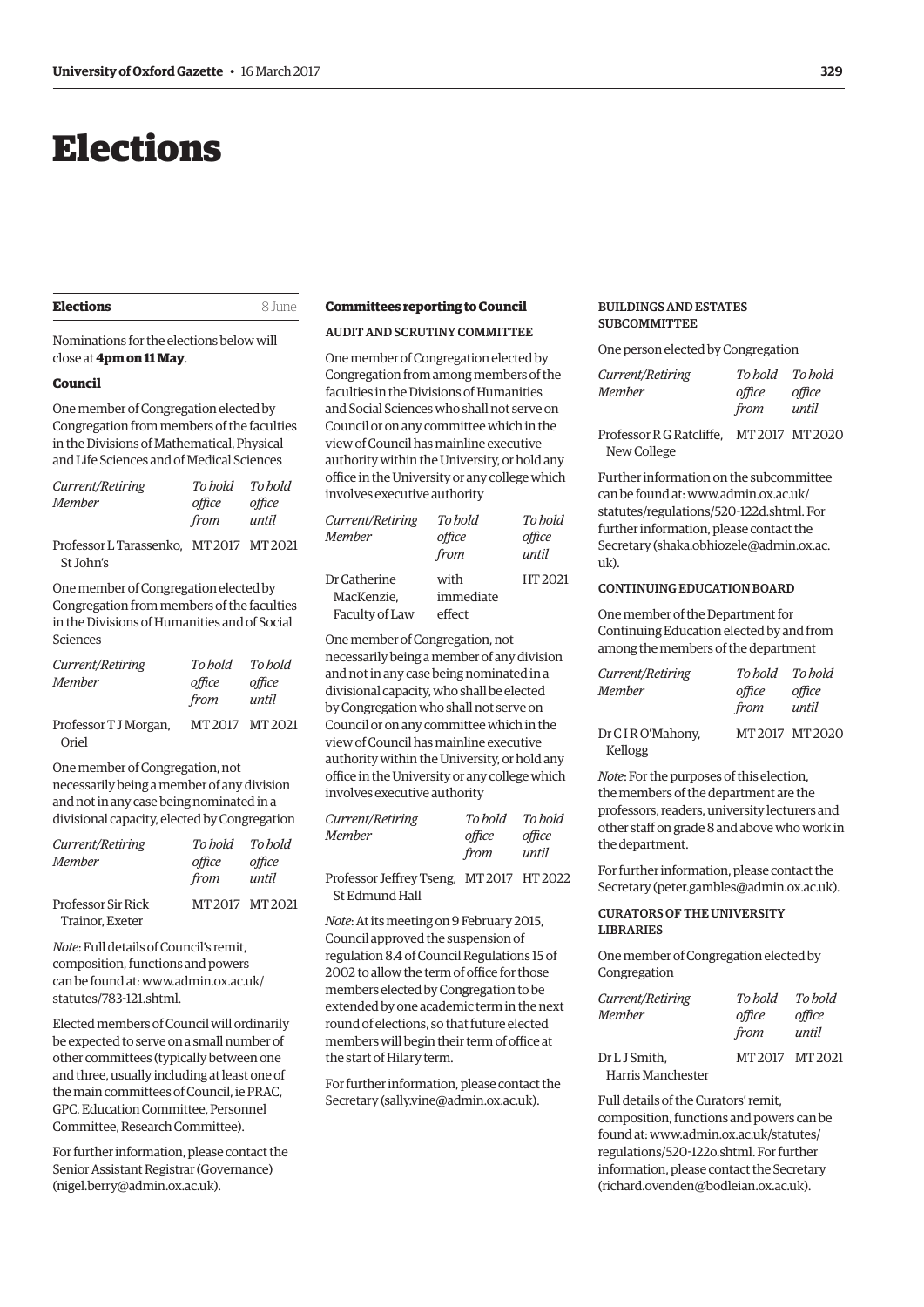# Elections

## Elections

8 June

Nominations for the elections below will close at **4pm on 11 May**.

### Council

One member of Congregation elected by Congregation from members of the faculties in the Divisions of Mathematical, Physical and Life Sciences and of Medical Sciences

| *Current/Retiring Member* | *To hold office from* | *To hold office until* |
|---|---|---|
| Professor L Tarassenko, St John's | MT 2017 | MT 2021 |

One member of Congregation elected by Congregation from members of the faculties in the Divisions of Humanities and of Social Sciences

| *Current/Retiring Member* | *To hold office from* | *To hold office until* |
|---|---|---|
| Professor T J Morgan, Oriel | MT 2017 | MT 2021 |

One member of Congregation, not necessarily being a member of any division and not in any case being nominated in a divisional capacity, elected by Congregation

| *Current/Retiring Member* | *To hold office from* | *To hold office until* |
|---|---|---|
| Professor Sir Rick Trainor, Exeter | MT 2017 | MT 2021 |

*Note*: Full details of Council's remit, composition, functions and powers can be found at: www.admin.ox.ac.uk/statutes/783-121.shtml.

Elected members of Council will ordinarily be expected to serve on a small number of other committees (typically between one and three, usually including at least one of the main committees of Council, ie PRAC, GPC, Education Committee, Personnel Committee, Research Committee).

For further information, please contact the Senior Assistant Registrar (Governance) (nigel.berry@admin.ox.ac.uk).

### Committees reporting to Council

#### AUDIT AND SCRUTINY COMMITTEE

One member of Congregation elected by Congregation from among members of the faculties in the Divisions of Humanities and Social Sciences who shall not serve on Council or on any committee which in the view of Council has mainline executive authority within the University, or hold any office in the University or any college which involves executive authority

| *Current/Retiring Member* | *To hold office from* | *To hold office until* |
|---|---|---|
| Dr Catherine MacKenzie, Faculty of Law | with immediate effect | HT 2021 |

One member of Congregation, not necessarily being a member of any division and not in any case being nominated in a divisional capacity, who shall be elected by Congregation who shall not serve on Council or on any committee which in the view of Council has mainline executive authority within the University, or hold any office in the University or any college which involves executive authority

| *Current/Retiring Member* | *To hold office from* | *To hold office until* |
|---|---|---|
| Professor Jeffrey Tseng, St Edmund Hall | MT 2017 | HT 2022 |

*Note*: At its meeting on 9 February 2015, Council approved the suspension of regulation 8.4 of Council Regulations 15 of 2002 to allow the term of office for those members elected by Congregation to be extended by one academic term in the next round of elections, so that future elected members will begin their term of office at the start of Hilary term.

For further information, please contact the Secretary (sally.vine@admin.ox.ac.uk).

#### BUILDINGS AND ESTATES SUBCOMMITTEE

One person elected by Congregation

| *Current/Retiring Member* | *To hold office from* | *To hold office until* |
|---|---|---|
| Professor R G Ratcliffe, New College | MT 2017 | MT 2020 |

Further information on the subcommittee can be found at: www.admin.ox.ac.uk/statutes/regulations/520-122d.shtml. For further information, please contact the Secretary (shaka.obhiozele@admin.ox.ac.uk).

#### CONTINUING EDUCATION BOARD

One member of the Department for Continuing Education elected by and from among the members of the department

| *Current/Retiring Member* | *To hold office from* | *To hold office until* |
|---|---|---|
| Dr C I R O'Mahony, Kellogg | MT 2017 | MT 2020 |

*Note*: For the purposes of this election, the members of the department are the professors, readers, university lecturers and other staff on grade 8 and above who work in the department.

For further information, please contact the Secretary (peter.gambles@admin.ox.ac.uk).

#### CURATORS OF THE UNIVERSITY LIBRARIES

One member of Congregation elected by Congregation

| *Current/Retiring Member* | *To hold office from* | *To hold office until* |
|---|---|---|
| Dr L J Smith, Harris Manchester | MT 2017 | MT 2021 |

Full details of the Curators' remit, composition, functions and powers can be found at: www.admin.ox.ac.uk/statutes/regulations/520-122o.shtml. For further information, please contact the Secretary (richard.ovenden@bodleian.ox.ac.uk).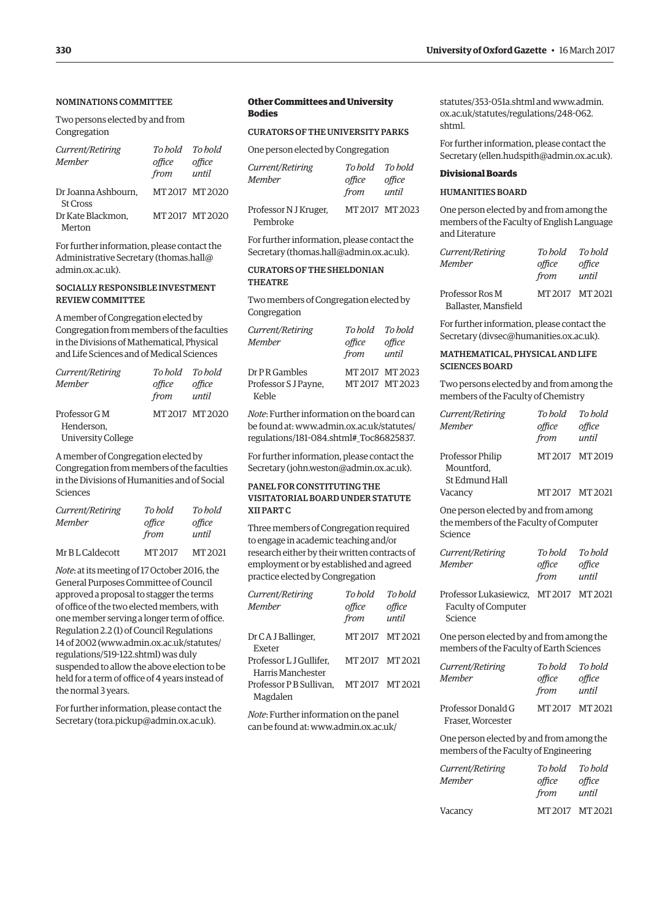#### NOMINATIONS COMMITTEE

Two persons elected by and from Congregation

| *Current/Retiring Member* | *To hold office from* | *To hold office until* |
|---|---|---|
| Dr Joanna Ashbourn, St Cross | MT 2017 | MT 2020 |
| Dr Kate Blackmon, Merton | MT 2017 | MT 2020 |

For further information, please contact the Administrative Secretary (thomas.hall@admin.ox.ac.uk).

#### SOCIALLY RESPONSIBLE INVESTMENT REVIEW COMMITTEE

A member of Congregation elected by Congregation from members of the faculties in the Divisions of Mathematical, Physical and Life Sciences and of Medical Sciences

| *Current/Retiring Member* | *To hold office from* | *To hold office until* |
|---|---|---|
| Professor G M Henderson, University College | MT 2017 | MT 2020 |

A member of Congregation elected by Congregation from members of the faculties in the Divisions of Humanities and of Social Sciences

| *Current/Retiring Member* | *To hold office from* | *To hold office until* |
|---|---|---|
| Mr B L Caldecott | MT 2017 | MT 2021 |

*Note*: at its meeting of 17 October 2016, the General Purposes Committee of Council approved a proposal to stagger the terms of office of the two elected members, with one member serving a longer term of office. Regulation 2.2 (1) of Council Regulations 14 of 2002 (www.admin.ox.ac.uk/statutes/regulations/519-122.shtml) was duly suspended to allow the above election to be held for a term of office of 4 years instead of the normal 3 years.

For further information, please contact the Secretary (tora.pickup@admin.ox.ac.uk).

### Other Committees and University Bodies

#### CURATORS OF THE UNIVERSITY PARKS

One person elected by Congregation

| *Current/Retiring Member* | *To hold office from* | *To hold office until* |
|---|---|---|
| Professor N J Kruger, Pembroke | MT 2017 | MT 2023 |

For further information, please contact the Secretary (thomas.hall@admin.ox.ac.uk).

#### CURATORS OF THE SHELDONIAN THEATRE

Two members of Congregation elected by Congregation

| *Current/Retiring Member* | *To hold office from* | *To hold office until* |
|---|---|---|
| Dr P R Gambles | MT 2017 | MT 2023 |
| Professor S J Payne, Keble | MT 2017 | MT 2023 |

*Note*: Further information on the board can be found at: www.admin.ox.ac.uk/statutes/regulations/181-084.shtml#_Toc86825837.

For further information, please contact the Secretary (john.weston@admin.ox.ac.uk).

#### PANEL FOR CONSTITUTING THE VISITATORIAL BOARD UNDER STATUTE XII PART C

Three members of Congregation required to engage in academic teaching and/or research either by their written contracts of employment or by established and agreed practice elected by Congregation

| *Current/Retiring Member* | *To hold office from* | *To hold office until* |
|---|---|---|
| Dr C A J Ballinger, Exeter | MT 2017 | MT 2021 |
| Professor L J Gullifer, Harris Manchester | MT 2017 | MT 2021 |
| Professor P B Sullivan, Magdalen | MT 2017 | MT 2021 |

*Note*: Further information on the panel can be found at: www.admin.ox.ac.uk/statutes/353-051a.shtml and www.admin.ox.ac.uk/statutes/regulations/248-062.shtml.

For further information, please contact the Secretary (ellen.hudspith@admin.ox.ac.uk).

### Divisional Boards

#### HUMANITIES BOARD

One person elected by and from among the members of the Faculty of English Language and Literature

| *Current/Retiring Member* | *To hold office from* | *To hold office until* |
|---|---|---|
| Professor Ros M Ballaster, Mansfield | MT 2017 | MT 2021 |

For further information, please contact the Secretary (divsec@humanities.ox.ac.uk).

#### MATHEMATICAL, PHYSICAL AND LIFE SCIENCES BOARD

Two persons elected by and from among the members of the Faculty of Chemistry

| *Current/Retiring Member* | *To hold office from* | *To hold office until* |
|---|---|---|
| Professor Philip Mountford, St Edmund Hall | MT 2017 | MT 2019 |
| Vacancy | MT 2017 | MT 2021 |

One person elected by and from among the members of the Faculty of Computer Science

| *Current/Retiring Member* | *To hold office from* | *To hold office until* |
|---|---|---|
| Professor Lukasiewicz, Faculty of Computer Science | MT 2017 | MT 2021 |

One person elected by and from among the members of the Faculty of Earth Sciences

| *Current/Retiring Member* | *To hold office from* | *To hold office until* |
|---|---|---|
| Professor Donald G Fraser, Worcester | MT 2017 | MT 2021 |

One person elected by and from among the members of the Faculty of Engineering

| *Current/Retiring Member* | *To hold office from* | *To hold office until* |
|---|---|---|
| Vacancy | MT 2017 | MT 2021 |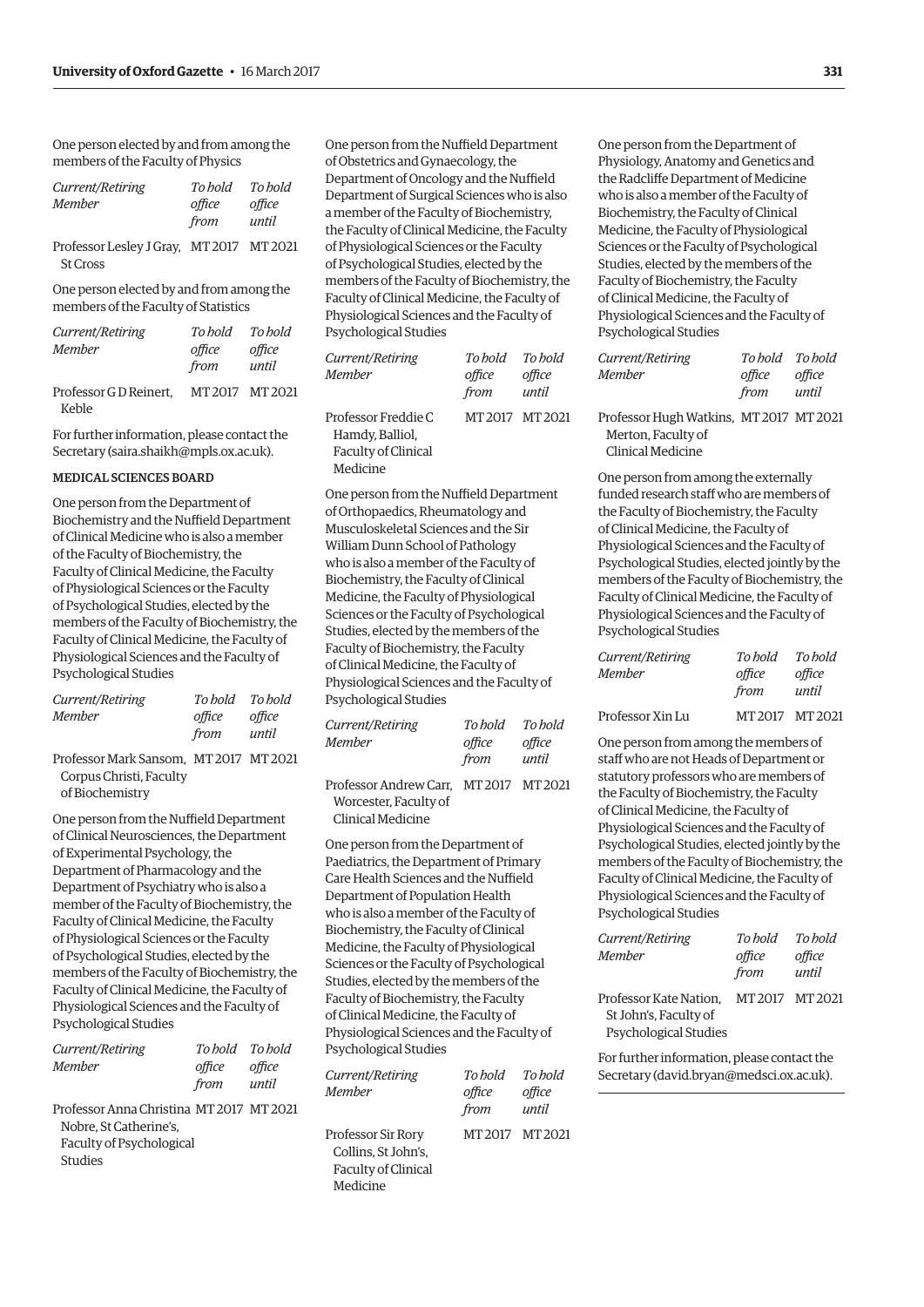One person elected by and from among the members of the Faculty of Physics

| *Current/Retiring Member* | *To hold office from* | *To hold office until* |
|---|---|---|
| Professor Lesley J Gray, St Cross | MT 2017 | MT 2021 |

One person elected by and from among the members of the Faculty of Statistics

| *Current/Retiring Member* | *To hold office from* | *To hold office until* |
|---|---|---|
| Professor G D Reinert, Keble | MT 2017 | MT 2021 |

For further information, please contact the Secretary (saira.shaikh@mpls.ox.ac.uk).

### MEDICAL SCIENCES BOARD

One person from the Department of Biochemistry and the Nuffield Department of Clinical Medicine who is also a member of the Faculty of Biochemistry, the Faculty of Clinical Medicine, the Faculty of Physiological Sciences or the Faculty of Psychological Studies, elected by the members of the Faculty of Biochemistry, the Faculty of Clinical Medicine, the Faculty of Physiological Sciences and the Faculty of Psychological Studies

| *Current/Retiring Member* | *To hold office from* | *To hold office until* |
|---|---|---|
| Professor Mark Sansom, Corpus Christi, Faculty of Biochemistry | MT 2017 | MT 2021 |

One person from the Nuffield Department of Clinical Neurosciences, the Department of Experimental Psychology, the Department of Pharmacology and the Department of Psychiatry who is also a member of the Faculty of Biochemistry, the Faculty of Clinical Medicine, the Faculty of Physiological Sciences or the Faculty of Psychological Studies, elected by the members of the Faculty of Biochemistry, the Faculty of Clinical Medicine, the Faculty of Physiological Sciences and the Faculty of Psychological Studies

| *Current/Retiring Member* | *To hold office from* | *To hold office until* |
|---|---|---|
| Professor Anna Christina Nobre, St Catherine's, Faculty of Psychological Studies | MT 2017 | MT 2021 |

One person from the Nuffield Department of Obstetrics and Gynaecology, the Department of Oncology and the Nuffield Department of Surgical Sciences who is also a member of the Faculty of Biochemistry, the Faculty of Clinical Medicine, the Faculty of Physiological Sciences or the Faculty of Psychological Studies, elected by the members of the Faculty of Biochemistry, the Faculty of Clinical Medicine, the Faculty of Physiological Sciences and the Faculty of Psychological Studies

| *Current/Retiring Member* | *To hold office from* | *To hold office until* |
|---|---|---|
| Professor Freddie C Hamdy, Balliol, Faculty of Clinical Medicine | MT 2017 | MT 2021 |

One person from the Nuffield Department of Orthopaedics, Rheumatology and Musculoskeletal Sciences and the Sir William Dunn School of Pathology who is also a member of the Faculty of Biochemistry, the Faculty of Clinical Medicine, the Faculty of Physiological Sciences or the Faculty of Psychological Studies, elected by the members of the Faculty of Biochemistry, the Faculty of Clinical Medicine, the Faculty of Physiological Sciences and the Faculty of Psychological Studies

| *Current/Retiring Member* | *To hold office from* | *To hold office until* |
|---|---|---|
| Professor Andrew Carr, Worcester, Faculty of Clinical Medicine | MT 2017 | MT 2021 |

One person from the Department of Paediatrics, the Department of Primary Care Health Sciences and the Nuffield Department of Population Health who is also a member of the Faculty of Biochemistry, the Faculty of Clinical Medicine, the Faculty of Physiological Sciences or the Faculty of Psychological Studies, elected by the members of the Faculty of Biochemistry, the Faculty of Clinical Medicine, the Faculty of Physiological Sciences and the Faculty of Psychological Studies

| *Current/Retiring Member* | *To hold office from* | *To hold office until* |
|---|---|---|
| Professor Sir Rory Collins, St John's, Faculty of Clinical Medicine | MT 2017 | MT 2021 |

One person from the Department of Physiology, Anatomy and Genetics and the Radcliffe Department of Medicine who is also a member of the Faculty of Biochemistry, the Faculty of Clinical Medicine, the Faculty of Physiological Sciences or the Faculty of Psychological Studies, elected by the members of the Faculty of Biochemistry, the Faculty of Clinical Medicine, the Faculty of Physiological Sciences and the Faculty of Psychological Studies

| *Current/Retiring Member* | *To hold office from* | *To hold office until* |
|---|---|---|
| Professor Hugh Watkins, Merton, Faculty of Clinical Medicine | MT 2017 | MT 2021 |

One person from among the externally funded research staff who are members of the Faculty of Biochemistry, the Faculty of Clinical Medicine, the Faculty of Physiological Sciences and the Faculty of Psychological Studies, elected jointly by the members of the Faculty of Biochemistry, the Faculty of Clinical Medicine, the Faculty of Physiological Sciences and the Faculty of Psychological Studies

| *Current/Retiring Member* | *To hold office from* | *To hold office until* |
|---|---|---|
| Professor Xin Lu | MT 2017 | MT 2021 |

One person from among the members of staff who are not Heads of Department or statutory professors who are members of the Faculty of Biochemistry, the Faculty of Clinical Medicine, the Faculty of Physiological Sciences and the Faculty of Psychological Studies, elected jointly by the members of the Faculty of Biochemistry, the Faculty of Clinical Medicine, the Faculty of Physiological Sciences and the Faculty of Psychological Studies

| *Current/Retiring Member* | *To hold office from* | *To hold office until* |
|---|---|---|
| Professor Kate Nation, St John's, Faculty of Psychological Studies | MT 2017 | MT 2021 |

For further information, please contact the Secretary (david.bryan@medsci.ox.ac.uk).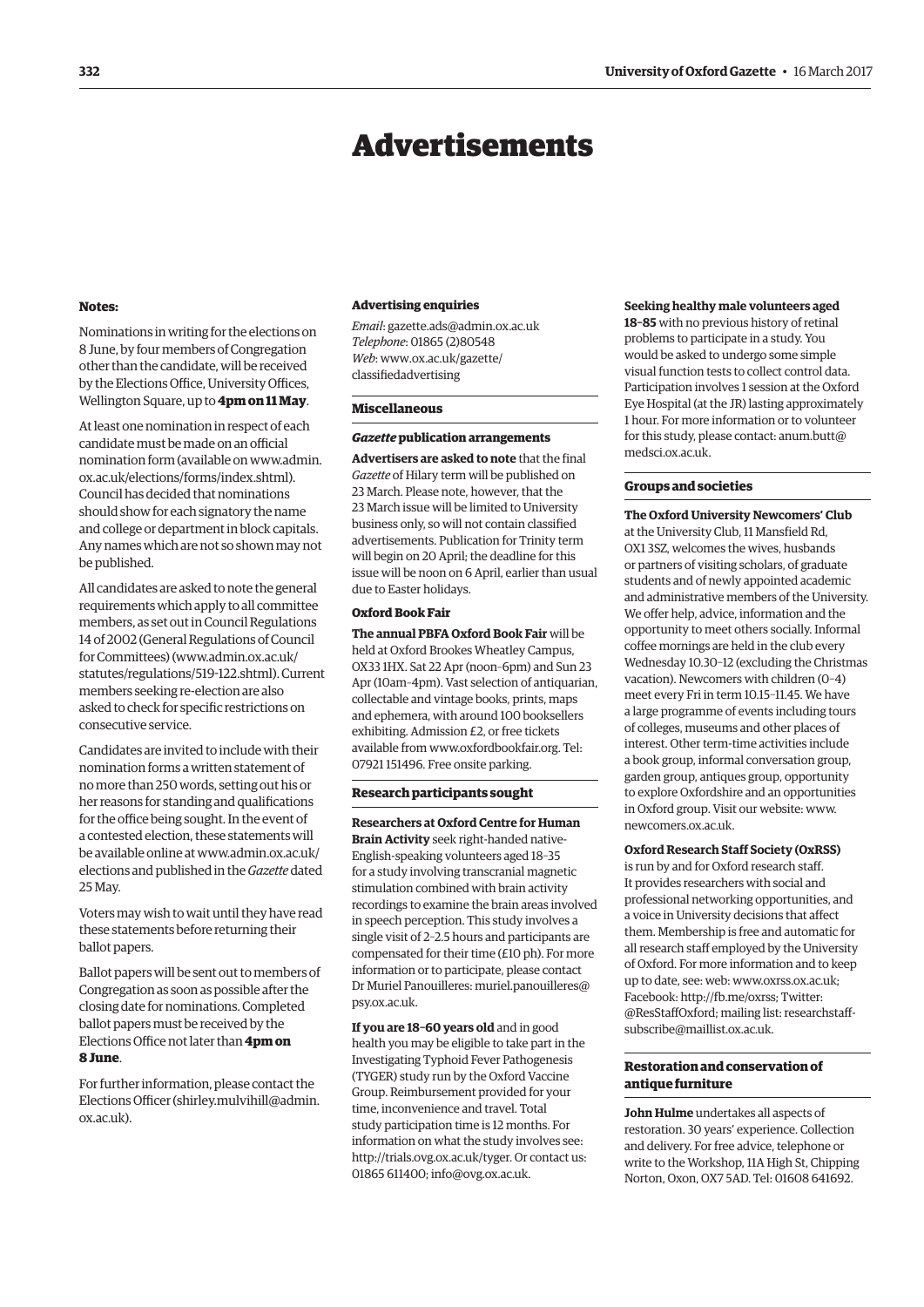# Advertisements

### Notes:

Nominations in writing for the elections on 8 June, by four members of Congregation other than the candidate, will be received by the Elections Office, University Offices, Wellington Square, up to **4pm on 11 May**.

At least one nomination in respect of each candidate must be made on an official nomination form (available on www.admin.ox.ac.uk/elections/forms/index.shtml). Council has decided that nominations should show for each signatory the name and college or department in block capitals. Any names which are not so shown may not be published.

All candidates are asked to note the general requirements which apply to all committee members, as set out in Council Regulations 14 of 2002 (General Regulations of Council for Committees) (www.admin.ox.ac.uk/statutes/regulations/519-122.shtml). Current members seeking re-election are also asked to check for specific restrictions on consecutive service.

Candidates are invited to include with their nomination forms a written statement of no more than 250 words, setting out his or her reasons for standing and qualifications for the office being sought. In the event of a contested election, these statements will be available online at www.admin.ox.ac.uk/elections and published in the *Gazette* dated 25 May.

Voters may wish to wait until they have read these statements before returning their ballot papers.

Ballot papers will be sent out to members of Congregation as soon as possible after the closing date for nominations. Completed ballot papers must be received by the Elections Office not later than **4pm on 8 June**.

For further information, please contact the Elections Officer (shirley.mulvihill@admin.ox.ac.uk).

### Advertising enquiries

*Email*: gazette.ads@admin.ox.ac.uk
*Telephone*: 01865 (2)80548
*Web*: www.ox.ac.uk/gazette/classifiedadvertising

### Miscellaneous

#### *Gazette* publication arrangements

**Advertisers are asked to note** that the final *Gazette* of Hilary term will be published on 23 March. Please note, however, that the 23 March issue will be limited to University business only, so will not contain classified advertisements. Publication for Trinity term will begin on 20 April; the deadline for this issue will be noon on 6 April, earlier than usual due to Easter holidays.

#### Oxford Book Fair

**The annual PBFA Oxford Book Fair** will be held at Oxford Brookes Wheatley Campus, OX33 1HX. Sat 22 Apr (noon–6pm) and Sun 23 Apr (10am–4pm). Vast selection of antiquarian, collectable and vintage books, prints, maps and ephemera, with around 100 booksellers exhibiting. Admission £2, or free tickets available from www.oxfordbookfair.org. Tel: 07921 151496. Free onsite parking.

### Research participants sought

**Researchers at Oxford Centre for Human Brain Activity** seek right-handed native-English-speaking volunteers aged 18–35 for a study involving transcranial magnetic stimulation combined with brain activity recordings to examine the brain areas involved in speech perception. This study involves a single visit of 2–2.5 hours and participants are compensated for their time (£10 ph). For more information or to participate, please contact Dr Muriel Panouilleres: muriel.panouilleres@psy.ox.ac.uk.

**If you are 18–60 years old** and in good health you may be eligible to take part in the Investigating Typhoid Fever Pathogenesis (TYGER) study run by the Oxford Vaccine Group. Reimbursement provided for your time, inconvenience and travel. Total study participation time is 12 months. For information on what the study involves see: http://trials.ovg.ox.ac.uk/tyger. Or contact us: 01865 611400; info@ovg.ox.ac.uk.

**Seeking healthy male volunteers aged 18–85** with no previous history of retinal problems to participate in a study. You would be asked to undergo some simple visual function tests to collect control data. Participation involves 1 session at the Oxford Eye Hospital (at the JR) lasting approximately 1 hour. For more information or to volunteer for this study, please contact: anum.butt@medsci.ox.ac.uk.

### Groups and societies

**The Oxford University Newcomers' Club** at the University Club, 11 Mansfield Rd, OX1 3SZ, welcomes the wives, husbands or partners of visiting scholars, of graduate students and of newly appointed academic and administrative members of the University. We offer help, advice, information and the opportunity to meet others socially. Informal coffee mornings are held in the club every Wednesday 10.30–12 (excluding the Christmas vacation). Newcomers with children (0–4) meet every Fri in term 10.15–11.45. We have a large programme of events including tours of colleges, museums and other places of interest. Other term-time activities include a book group, informal conversation group, garden group, antiques group, opportunity to explore Oxfordshire and an opportunities in Oxford group. Visit our website: www.newcomers.ox.ac.uk.

**Oxford Research Staff Society (OxRSS)** is run by and for Oxford research staff. It provides researchers with social and professional networking opportunities, and a voice in University decisions that affect them. Membership is free and automatic for all research staff employed by the University of Oxford. For more information and to keep up to date, see: web: www.oxrss.ox.ac.uk; Facebook: http://fb.me/oxrss; Twitter: @ResStaffOxford; mailing list: researchstaff-subscribe@maillist.ox.ac.uk.

### Restoration and conservation of antique furniture

**John Hulme** undertakes all aspects of restoration. 30 years' experience. Collection and delivery. For free advice, telephone or write to the Workshop, 11A High St, Chipping Norton, Oxon, OX7 5AD. Tel: 01608 641692.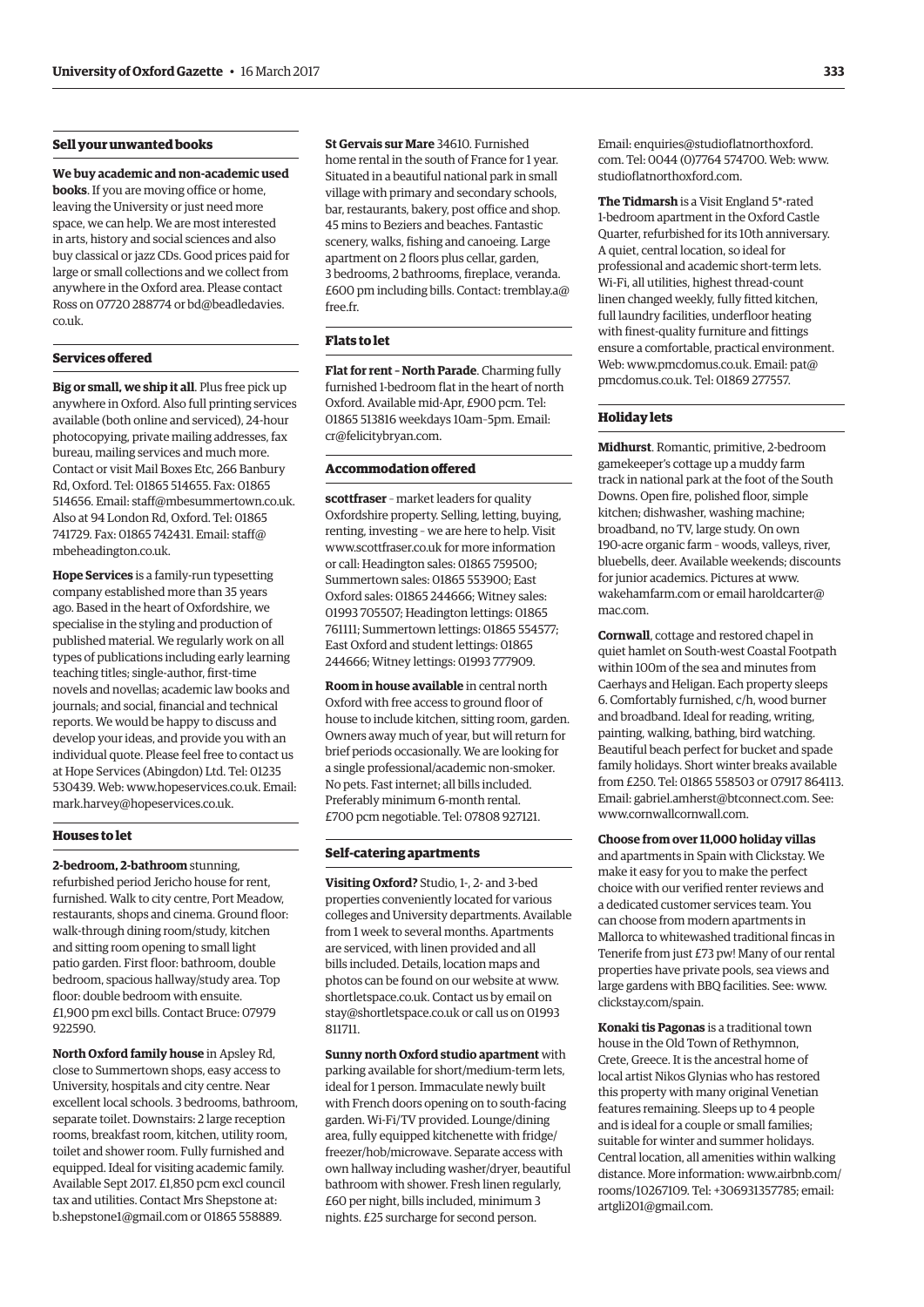### Sell your unwanted books

**We buy academic and non-academic used books**. If you are moving office or home, leaving the University or just need more space, we can help. We are most interested in arts, history and social sciences and also buy classical or jazz CDs. Good prices paid for large or small collections and we collect from anywhere in the Oxford area. Please contact Ross on 07720 288774 or bd@beadledavies.co.uk.

### Services offered

**Big or small, we ship it all**. Plus free pick up anywhere in Oxford. Also full printing services available (both online and serviced), 24-hour photocopying, private mailing addresses, fax bureau, mailing services and much more. Contact or visit Mail Boxes Etc, 266 Banbury Rd, Oxford. Tel: 01865 514655. Fax: 01865 514656. Email: staff@mbesummertown.co.uk. Also at 94 London Rd, Oxford. Tel: 01865 741729. Fax: 01865 742431. Email: staff@mbeheadington.co.uk.

**Hope Services** is a family-run typesetting company established more than 35 years ago. Based in the heart of Oxfordshire, we specialise in the styling and production of published material. We regularly work on all types of publications including early learning teaching titles; single-author, first-time novels and novellas; academic law books and journals; and social, financial and technical reports. We would be happy to discuss and develop your ideas, and provide you with an individual quote. Please feel free to contact us at Hope Services (Abingdon) Ltd. Tel: 01235 530439. Web: www.hopeservices.co.uk. Email: mark.harvey@hopeservices.co.uk.

### Houses to let

**2-bedroom, 2-bathroom** stunning, refurbished period Jericho house for rent, furnished. Walk to city centre, Port Meadow, restaurants, shops and cinema. Ground floor: walk-through dining room/study, kitchen and sitting room opening to small light patio garden. First floor: bathroom, double bedroom, spacious hallway/study area. Top floor: double bedroom with ensuite. £1,900 pm excl bills. Contact Bruce: 07979 922590.

**North Oxford family house** in Apsley Rd, close to Summertown shops, easy access to University, hospitals and city centre. Near excellent local schools. 3 bedrooms, bathroom, separate toilet. Downstairs: 2 large reception rooms, breakfast room, kitchen, utility room, toilet and shower room. Fully furnished and equipped. Ideal for visiting academic family. Available Sept 2017. £1,850 pcm excl council tax and utilities. Contact Mrs Shepstone at: b.shepstone1@gmail.com or 01865 558889.

**St Gervais sur Mare** 34610. Furnished home rental in the south of France for 1 year. Situated in a beautiful national park in small village with primary and secondary schools, bar, restaurants, bakery, post office and shop. 45 mins to Beziers and beaches. Fantastic scenery, walks, fishing and canoeing. Large apartment on 2 floors plus cellar, garden, 3 bedrooms, 2 bathrooms, fireplace, veranda. £600 pm including bills. Contact: tremblay.a@free.fr.

### Flats to let

**Flat for rent – North Parade**. Charming fully furnished 1-bedroom flat in the heart of north Oxford. Available mid-Apr, £900 pcm. Tel: 01865 513816 weekdays 10am–5pm. Email: cr@felicitybryan.com.

### Accommodation offered

**scottfraser** – market leaders for quality Oxfordshire property. Selling, letting, buying, renting, investing – we are here to help. Visit www.scottfraser.co.uk for more information or call: Headington sales: 01865 759500; Summertown sales: 01865 553900; East Oxford sales: 01865 244666; Witney sales: 01993 705507; Headington lettings: 01865 761111; Summertown lettings: 01865 554577; East Oxford and student lettings: 01865 244666; Witney lettings: 01993 777909.

**Room in house available** in central north Oxford with free access to ground floor of house to include kitchen, sitting room, garden. Owners away much of year, but will return for brief periods occasionally. We are looking for a single professional/academic non-smoker. No pets. Fast internet; all bills included. Preferably minimum 6-month rental. £700 pcm negotiable. Tel: 07808 927121.

### Self-catering apartments

**Visiting Oxford?** Studio, 1-, 2- and 3-bed properties conveniently located for various colleges and University departments. Available from 1 week to several months. Apartments are serviced, with linen provided and all bills included. Details, location maps and photos can be found on our website at www.shortletspace.co.uk. Contact us by email on stay@shortletspace.co.uk or call us on 01993 811711.

**Sunny north Oxford studio apartment** with parking available for short/medium-term lets, ideal for 1 person. Immaculate newly built with French doors opening on to south-facing garden. Wi-Fi/TV provided. Lounge/dining area, fully equipped kitchenette with fridge/freezer/hob/microwave. Separate access with own hallway including washer/dryer, beautiful bathroom with shower. Fresh linen regularly, £60 per night, bills included, minimum 3 nights. £25 surcharge for second person. Email: enquiries@studioflatnorthoxford.com. Tel: 0044 (0)7764 574700. Web: www.studioflatnorthoxford.com.

**The Tidmarsh** is a Visit England 5*-rated 1-bedroom apartment in the Oxford Castle Quarter, refurbished for its 10th anniversary. A quiet, central location, so ideal for professional and academic short-term lets. Wi-Fi, all utilities, highest thread-count linen changed weekly, fully fitted kitchen, full laundry facilities, underfloor heating with finest-quality furniture and fittings ensure a comfortable, practical environment. Web: www.pmcdomus.co.uk. Email: pat@pmcdomus.co.uk. Tel: 01869 277557.

### Holiday lets

**Midhurst**. Romantic, primitive, 2-bedroom gamekeeper's cottage up a muddy farm track in national park at the foot of the South Downs. Open fire, polished floor, simple kitchen; dishwasher, washing machine; broadband, no TV, large study. On own 190-acre organic farm – woods, valleys, river, bluebells, deer. Available weekends; discounts for junior academics. Pictures at www.wakehamfarm.com or email haroldcarter@mac.com.

**Cornwall**, cottage and restored chapel in quiet hamlet on South-west Coastal Footpath within 100m of the sea and minutes from Caerhays and Heligan. Each property sleeps 6. Comfortably furnished, c/h, wood burner and broadband. Ideal for reading, writing, painting, walking, bathing, bird watching. Beautiful beach perfect for bucket and spade family holidays. Short winter breaks available from £250. Tel: 01865 558503 or 07917 864113. Email: gabriel.amherst@btconnect.com. See: www.cornwallcornwall.com.

**Choose from over 11,000 holiday villas** and apartments in Spain with Clickstay. We make it easy for you to make the perfect choice with our verified renter reviews and a dedicated customer services team. You can choose from modern apartments in Mallorca to whitewashed traditional fincas in Tenerife from just £73 pw! Many of our rental properties have private pools, sea views and large gardens with BBQ facilities. See: www.clickstay.com/spain.

**Konaki tis Pagonas** is a traditional town house in the Old Town of Rethymnon, Crete, Greece. It is the ancestral home of local artist Nikos Glynias who has restored this property with many original Venetian features remaining. Sleeps up to 4 people and is ideal for a couple or small families; suitable for winter and summer holidays. Central location, all amenities within walking distance. More information: www.airbnb.com/rooms/10267109. Tel: +306931357785; email: artgli201@gmail.com.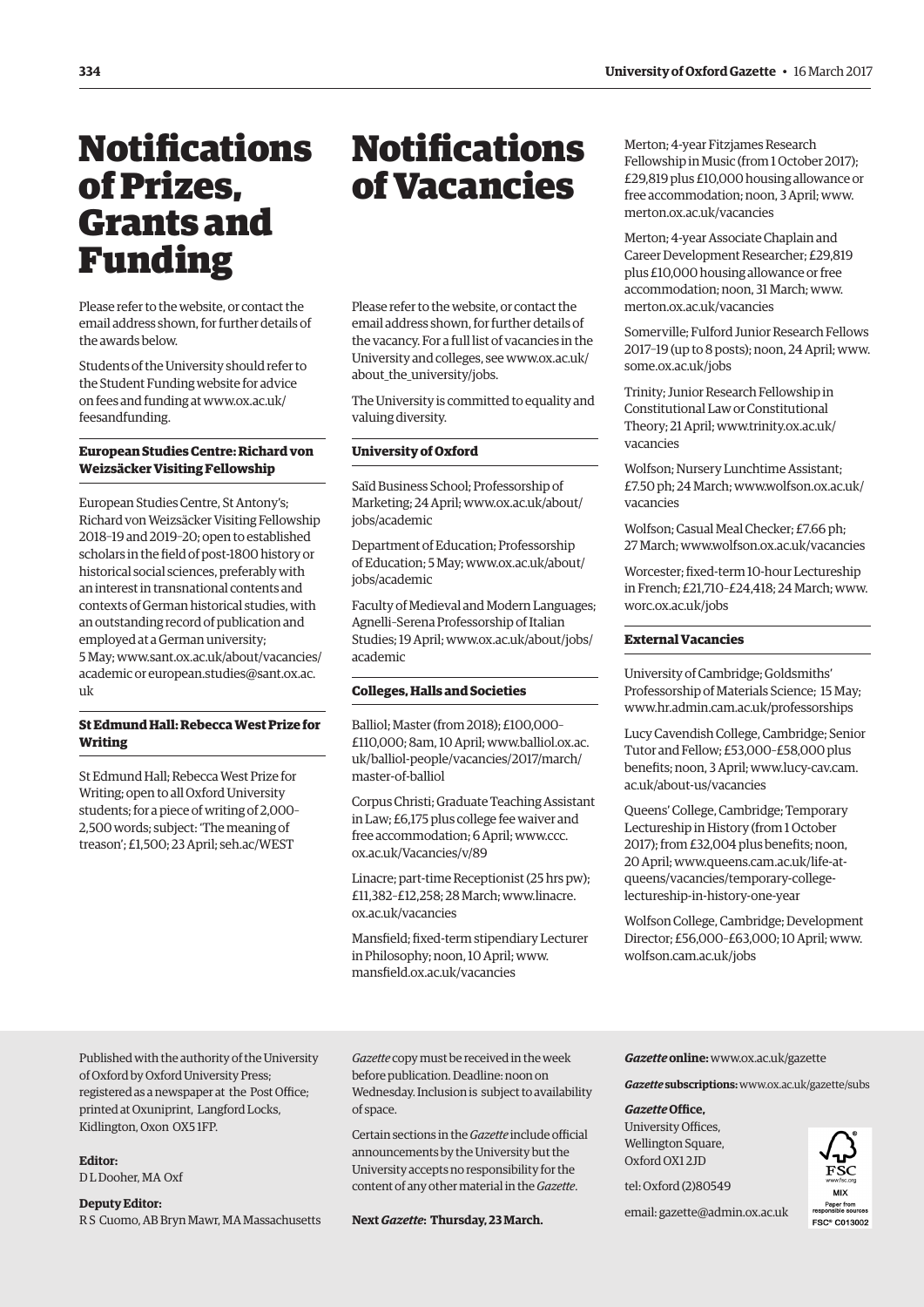# Notifications of Prizes, Grants and Funding

Please refer to the website, or contact the email address shown, for further details of the awards below.

Students of the University should refer to the Student Funding website for advice on fees and funding at www.ox.ac.uk/feesandfunding.

### European Studies Centre: Richard von Weizsäcker Visiting Fellowship

European Studies Centre, St Antony's; Richard von Weizsäcker Visiting Fellowship 2018–19 and 2019–20; open to established scholars in the field of post-1800 history or historical social sciences, preferably with an interest in transnational contents and contexts of German historical studies, with an outstanding record of publication and employed at a German university; 5 May; www.sant.ox.ac.uk/about/vacancies/academic or european.studies@sant.ox.ac.uk

### St Edmund Hall: Rebecca West Prize for Writing

St Edmund Hall; Rebecca West Prize for Writing; open to all Oxford University students; for a piece of writing of 2,000–2,500 words; subject: 'The meaning of treason'; £1,500; 23 April; seh.ac/WEST

# Notifications of Vacancies

Please refer to the website, or contact the email address shown, for further details of the vacancy. For a full list of vacancies in the University and colleges, see www.ox.ac.uk/about_the_university/jobs.

The University is committed to equality and valuing diversity.

### University of Oxford

Saïd Business School; Professorship of Marketing; 24 April; www.ox.ac.uk/about/jobs/academic

Department of Education; Professorship of Education; 5 May; www.ox.ac.uk/about/jobs/academic

Faculty of Medieval and Modern Languages; Agnelli–Serena Professorship of Italian Studies; 19 April; www.ox.ac.uk/about/jobs/academic

### Colleges, Halls and Societies

Balliol; Master (from 2018); £100,000–£110,000; 8am, 10 April; www.balliol.ox.ac.uk/balliol-people/vacancies/2017/march/master-of-balliol

Corpus Christi; Graduate Teaching Assistant in Law; £6,175 plus college fee waiver and free accommodation; 6 April; www.ccc.ox.ac.uk/Vacancies/v/89

Linacre; part-time Receptionist (25 hrs pw); £11,382–£12,258; 28 March; www.linacre.ox.ac.uk/vacancies

Mansfield; fixed-term stipendiary Lecturer in Philosophy; noon, 10 April; www.mansfield.ox.ac.uk/vacancies

Merton; 4-year Fitzjames Research Fellowship in Music (from 1 October 2017); £29,819 plus £10,000 housing allowance or free accommodation; noon, 3 April; www.merton.ox.ac.uk/vacancies

Merton; 4-year Associate Chaplain and Career Development Researcher; £29,819 plus £10,000 housing allowance or free accommodation; noon, 31 March; www.merton.ox.ac.uk/vacancies

Somerville; Fulford Junior Research Fellows 2017–19 (up to 8 posts); noon, 24 April; www.some.ox.ac.uk/jobs

Trinity; Junior Research Fellowship in Constitutional Law or Constitutional Theory; 21 April; www.trinity.ox.ac.uk/vacancies

Wolfson; Nursery Lunchtime Assistant; £7.50 ph; 24 March; www.wolfson.ox.ac.uk/vacancies

Wolfson; Casual Meal Checker; £7.66 ph; 27 March; www.wolfson.ox.ac.uk/vacancies

Worcester; fixed-term 10-hour Lectureship in French; £21,710–£24,418; 24 March; www.worc.ox.ac.uk/jobs

### External Vacancies

University of Cambridge; Goldsmiths' Professorship of Materials Science; 15 May; www.hr.admin.cam.ac.uk/professorships

Lucy Cavendish College, Cambridge; Senior Tutor and Fellow; £53,000–£58,000 plus benefits; noon, 3 April; www.lucy-cav.cam.ac.uk/about-us/vacancies

Queens' College, Cambridge; Temporary Lectureship in History (from 1 October 2017); from £32,004 plus benefits; noon, 20 April; www.queens.cam.ac.uk/life-at-queens/vacancies/temporary-college-lectureship-in-history-one-year

Wolfson College, Cambridge; Development Director; £56,000–£63,000; 10 April; www.wolfson.cam.ac.uk/jobs

---

Published with the authority of the University of Oxford by Oxford University Press; registered as a newspaper at the Post Office; printed at Oxuniprint, Langford Locks, Kidlington, Oxon OX5 1FP.

**Editor:**
D L Dooher, MA Oxf

**Deputy Editor:**
R S Cuomo, AB Bryn Mawr, MA Massachusetts

*Gazette* copy must be received in the week before publication. Deadline: noon on Wednesday. Inclusion is subject to availability of space.

Certain sections in the *Gazette* include official announcements by the University but the University accepts no responsibility for the content of any other material in the *Gazette*.

**Next *Gazette*: Thursday, 23 March.**

***Gazette* online:** www.ox.ac.uk/gazette

***Gazette* subscriptions:** www.ox.ac.uk/gazette/subs

***Gazette* Office,**
University Offices,
Wellington Square,
Oxford OX1 2JD

tel: Oxford (2)80549

email: gazette@admin.ox.ac.uk

FSC www.fsc.org MIX Paper from responsible sources FSC® C013002